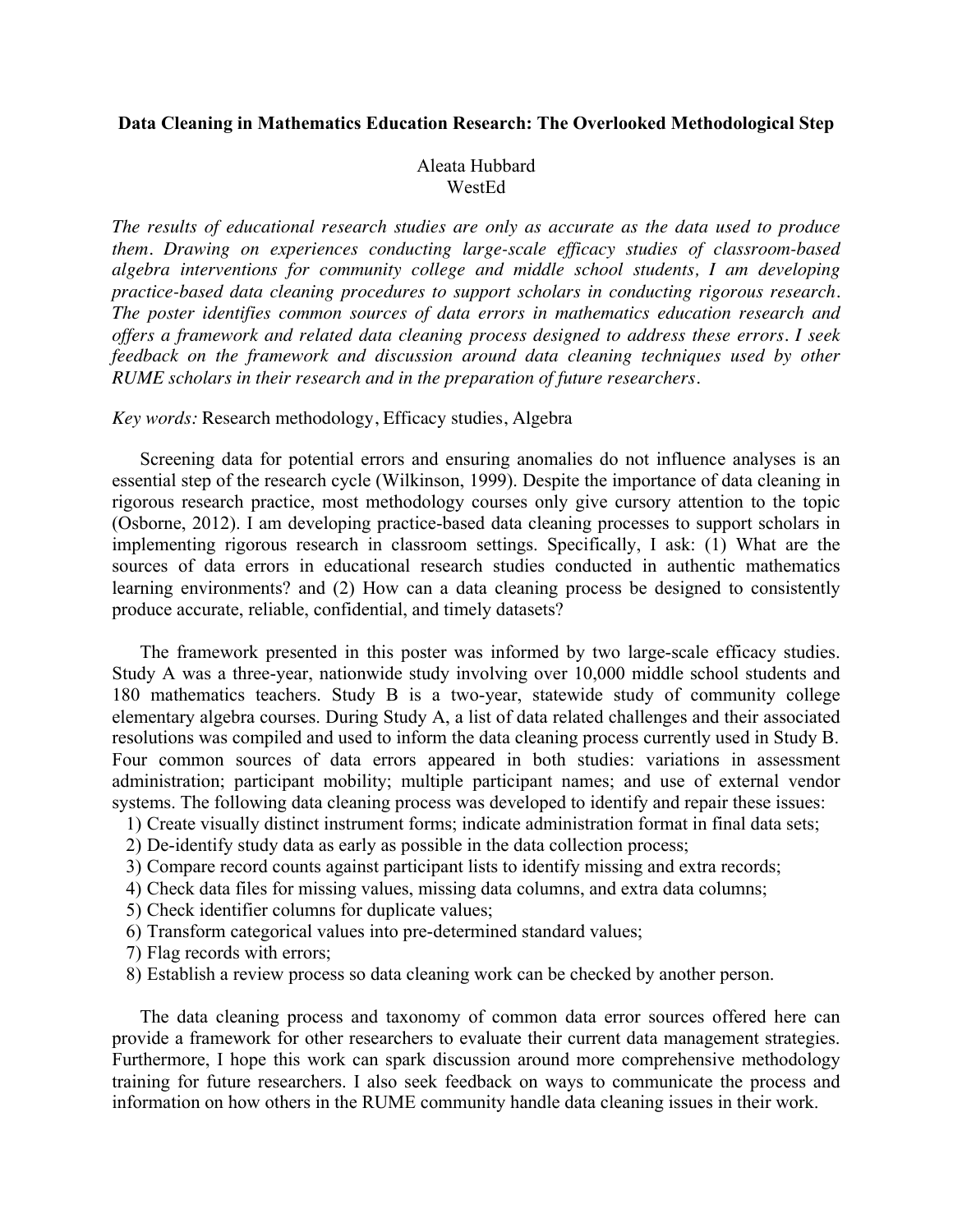# Data Cleaning in Mathematics Education Research: The Overlooked Methodological Step

Aleata Hubbard
WestEd

*The results of educational research studies are only as accurate as the data used to produce them. Drawing on experiences conducting large-scale efficacy studies of classroom-based algebra interventions for community college and middle school students, I am developing practice-based data cleaning procedures to support scholars in conducting rigorous research. The poster identifies common sources of data errors in mathematics education research and offers a framework and related data cleaning process designed to address these errors. I seek feedback on the framework and discussion around data cleaning techniques used by other RUME scholars in their research and in the preparation of future researchers.*

*Key words:* Research methodology, Efficacy studies, Algebra

Screening data for potential errors and ensuring anomalies do not influence analyses is an essential step of the research cycle (Wilkinson, 1999). Despite the importance of data cleaning in rigorous research practice, most methodology courses only give cursory attention to the topic (Osborne, 2012). I am developing practice-based data cleaning processes to support scholars in implementing rigorous research in classroom settings. Specifically, I ask: (1) What are the sources of data errors in educational research studies conducted in authentic mathematics learning environments? and (2) How can a data cleaning process be designed to consistently produce accurate, reliable, confidential, and timely datasets?

The framework presented in this poster was informed by two large-scale efficacy studies. Study A was a three-year, nationwide study involving over 10,000 middle school students and 180 mathematics teachers. Study B is a two-year, statewide study of community college elementary algebra courses. During Study A, a list of data related challenges and their associated resolutions was compiled and used to inform the data cleaning process currently used in Study B. Four common sources of data errors appeared in both studies: variations in assessment administration; participant mobility; multiple participant names; and use of external vendor systems. The following data cleaning process was developed to identify and repair these issues:

1) Create visually distinct instrument forms; indicate administration format in final data sets;
2) De-identify study data as early as possible in the data collection process;
3) Compare record counts against participant lists to identify missing and extra records;
4) Check data files for missing values, missing data columns, and extra data columns;
5) Check identifier columns for duplicate values;
6) Transform categorical values into pre-determined standard values;
7) Flag records with errors;
8) Establish a review process so data cleaning work can be checked by another person.

The data cleaning process and taxonomy of common data error sources offered here can provide a framework for other researchers to evaluate their current data management strategies. Furthermore, I hope this work can spark discussion around more comprehensive methodology training for future researchers. I also seek feedback on ways to communicate the process and information on how others in the RUME community handle data cleaning issues in their work.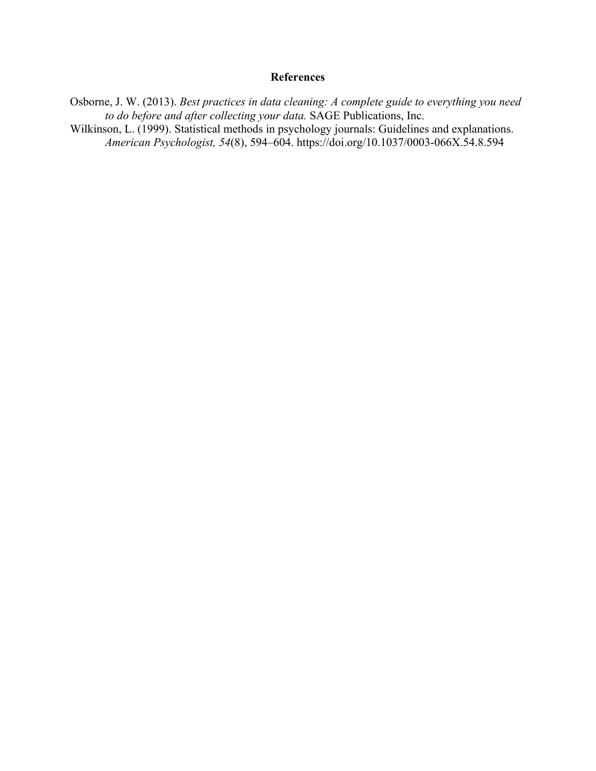# References

Osborne, J. W. (2013). *Best practices in data cleaning: A complete guide to everything you need to do before and after collecting your data.* SAGE Publications, Inc.

Wilkinson, L. (1999). Statistical methods in psychology journals: Guidelines and explanations. *American Psychologist, 54*(8), 594–604. https://doi.org/10.1037/0003-066X.54.8.594